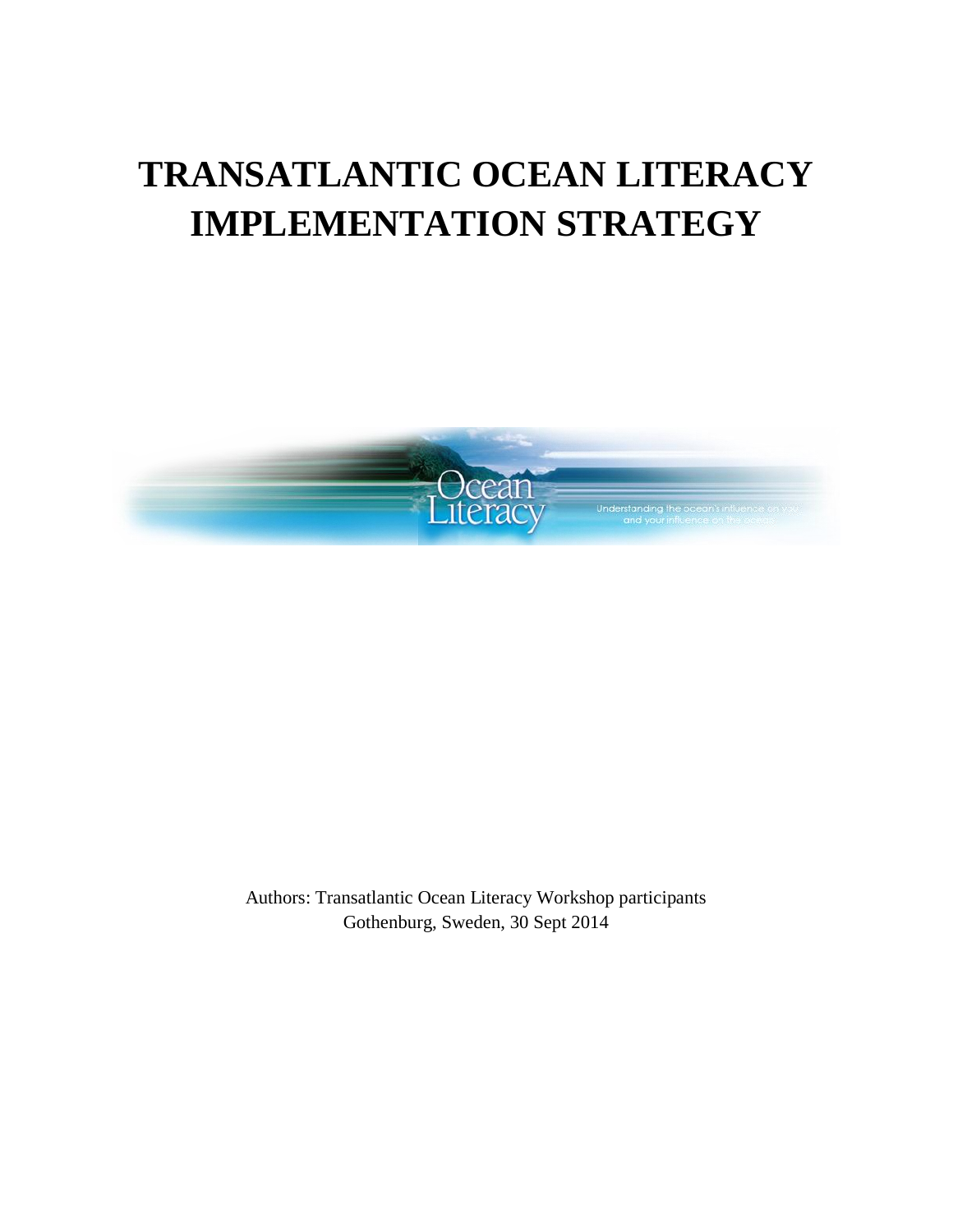# TRANSATLANTIC OCEAN LITERACY IMPLEMENTATION STRATEGY

Authors: Transatlantic Ocean Literacy Workshop participants
Gothenburg, Sweden, 30 Sept 2014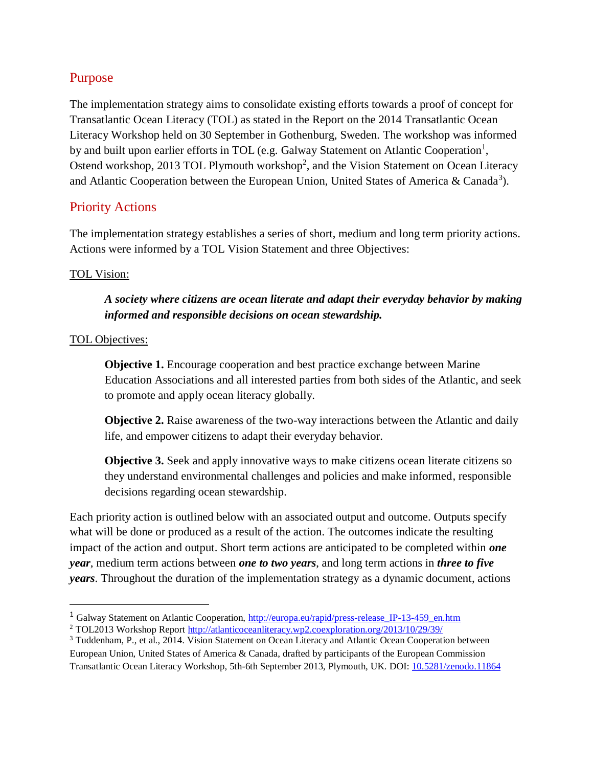## Purpose

The implementation strategy aims to consolidate existing efforts towards a proof of concept for Transatlantic Ocean Literacy (TOL) as stated in the Report on the 2014 Transatlantic Ocean Literacy Workshop held on 30 September in Gothenburg, Sweden. The workshop was informed by and built upon earlier efforts in TOL (e.g. Galway Statement on Atlantic Cooperation[1], Ostend workshop, 2013 TOL Plymouth workshop[2], and the Vision Statement on Ocean Literacy and Atlantic Cooperation between the European Union, United States of America & Canada[3]).

## Priority Actions

The implementation strategy establishes a series of short, medium and long term priority actions. Actions were informed by a TOL Vision Statement and three Objectives:

TOL Vision:

> ***A society where citizens are ocean literate and adapt their everyday behavior by making informed and responsible decisions on ocean stewardship.***

TOL Objectives:

> **Objective 1.** Encourage cooperation and best practice exchange between Marine Education Associations and all interested parties from both sides of the Atlantic, and seek to promote and apply ocean literacy globally.
>
> **Objective 2.** Raise awareness of the two-way interactions between the Atlantic and daily life, and empower citizens to adapt their everyday behavior.
>
> **Objective 3.** Seek and apply innovative ways to make citizens ocean literate citizens so they understand environmental challenges and policies and make informed, responsible decisions regarding ocean stewardship.

Each priority action is outlined below with an associated output and outcome. Outputs specify what will be done or produced as a result of the action. The outcomes indicate the resulting impact of the action and output. Short term actions are anticipated to be completed within ***one year***, medium term actions between ***one to two years***, and long term actions in ***three to five years***. Throughout the duration of the implementation strategy as a dynamic document, actions

---

[1] Galway Statement on Atlantic Cooperation, http://europa.eu/rapid/press-release_IP-13-459_en.htm

[2] TOL2013 Workshop Report http://atlanticoceanliteracy.wp2.coexploration.org/2013/10/29/39/

[3] Tuddenham, P., et al., 2014. Vision Statement on Ocean Literacy and Atlantic Ocean Cooperation between European Union, United States of America & Canada, drafted by participants of the European Commission Transatlantic Ocean Literacy Workshop, 5th-6th September 2013, Plymouth, UK. DOI: 10.5281/zenodo.11864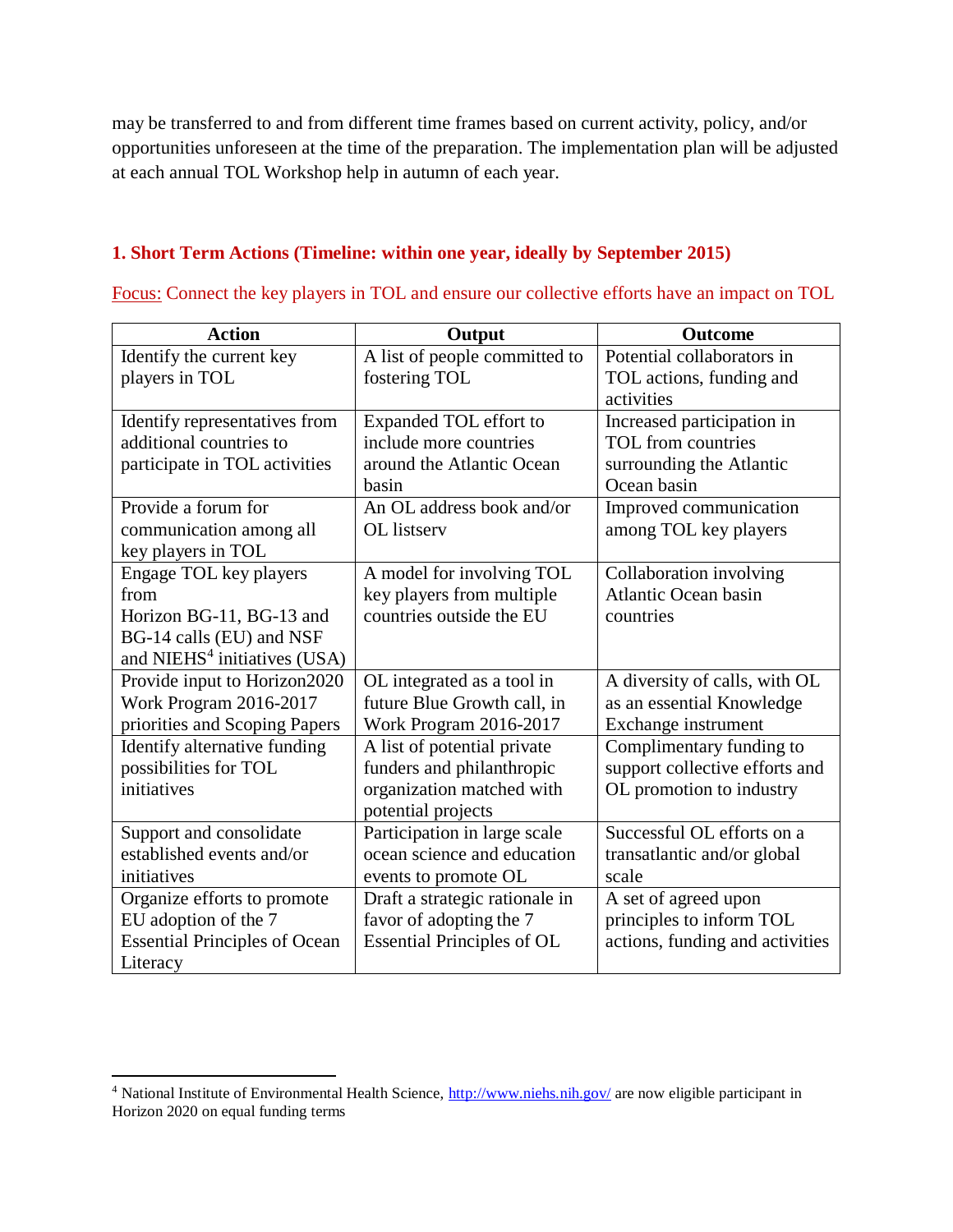may be transferred to and from different time frames based on current activity, policy, and/or opportunities unforeseen at the time of the preparation. The implementation plan will be adjusted at each annual TOL Workshop help in autumn of each year.

## 1. Short Term Actions (Timeline: within one year, ideally by September 2015)

Focus: Connect the key players in TOL and ensure our collective efforts have an impact on TOL

| Action | Output | Outcome |
|---|---|---|
| Identify the current key players in TOL | A list of people committed to fostering TOL | Potential collaborators in TOL actions, funding and activities |
| Identify representatives from additional countries to participate in TOL activities | Expanded TOL effort to include more countries around the Atlantic Ocean basin | Increased participation in TOL from countries surrounding the Atlantic Ocean basin |
| Provide a forum for communication among all key players in TOL | An OL address book and/or OL listserv | Improved communication among TOL key players |
| Engage TOL key players from Horizon BG-11, BG-13 and BG-14 calls (EU) and NSF and NIEHS[4] initiatives (USA) | A model for involving TOL key players from multiple countries outside the EU | Collaboration involving Atlantic Ocean basin countries |
| Provide input to Horizon2020 Work Program 2016-2017 priorities and Scoping Papers | OL integrated as a tool in future Blue Growth call, in Work Program 2016-2017 | A diversity of calls, with OL as an essential Knowledge Exchange instrument |
| Identify alternative funding possibilities for TOL initiatives | A list of potential private funders and philanthropic organization matched with potential projects | Complimentary funding to support collective efforts and OL promotion to industry |
| Support and consolidate established events and/or initiatives | Participation in large scale ocean science and education events to promote OL | Successful OL efforts on a transatlantic and/or global scale |
| Organize efforts to promote EU adoption of the 7 Essential Principles of Ocean Literacy | Draft a strategic rationale in favor of adopting the 7 Essential Principles of OL | A set of agreed upon principles to inform TOL actions, funding and activities |

[4] National Institute of Environmental Health Science, http://www.niehs.nih.gov/ are now eligible participant in Horizon 2020 on equal funding terms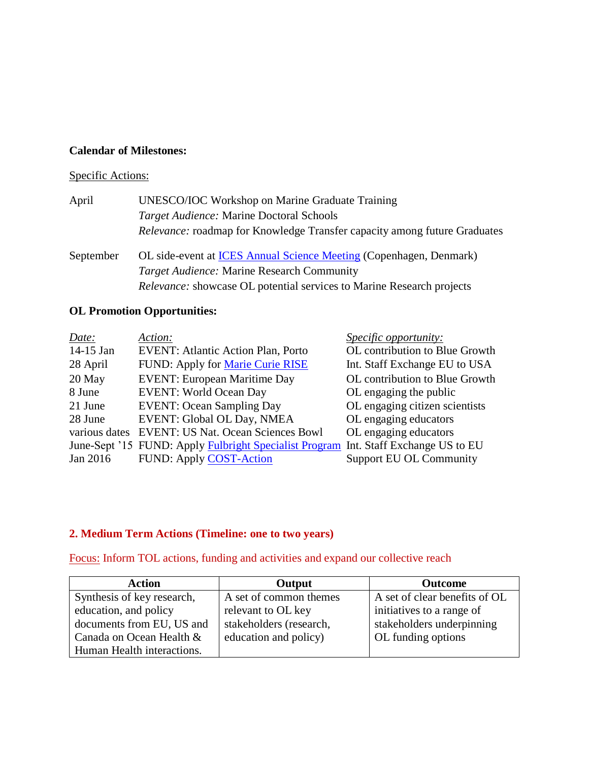**Calendar of Milestones:**

Specific Actions:

April — UNESCO/IOC Workshop on Marine Graduate Training
*Target Audience:* Marine Doctoral Schools
*Relevance:* roadmap for Knowledge Transfer capacity among future Graduates

September — OL side-event at ICES Annual Science Meeting (Copenhagen, Denmark)
*Target Audience:* Marine Research Community
*Relevance:* showcase OL potential services to Marine Research projects

**OL Promotion Opportunities:**

| *Date:* | *Action:* | *Specific opportunity:* |
|---|---|---|
| 14-15 Jan | EVENT: Atlantic Action Plan, Porto | OL contribution to Blue Growth |
| 28 April | FUND: Apply for Marie Curie RISE | Int. Staff Exchange EU to USA |
| 20 May | EVENT: European Maritime Day | OL contribution to Blue Growth |
| 8 June | EVENT: World Ocean Day | OL engaging the public |
| 21 June | EVENT: Ocean Sampling Day | OL engaging citizen scientists |
| 28 June | EVENT: Global OL Day, NMEA | OL engaging educators |
| various dates | EVENT: US Nat. Ocean Sciences Bowl | OL engaging educators |
| June-Sept '15 | FUND: Apply Fulbright Specialist Program | Int. Staff Exchange US to EU |
| Jan 2016 | FUND: Apply COST-Action | Support EU OL Community |

## 2. Medium Term Actions (Timeline: one to two years)

Focus: Inform TOL actions, funding and activities and expand our collective reach

| Action | Output | Outcome |
|---|---|---|
| Synthesis of key research, education, and policy documents from EU, US and Canada on Ocean Health & Human Health interactions. | A set of common themes relevant to OL key stakeholders (research, education and policy) | A set of clear benefits of OL initiatives to a range of stakeholders underpinning OL funding options |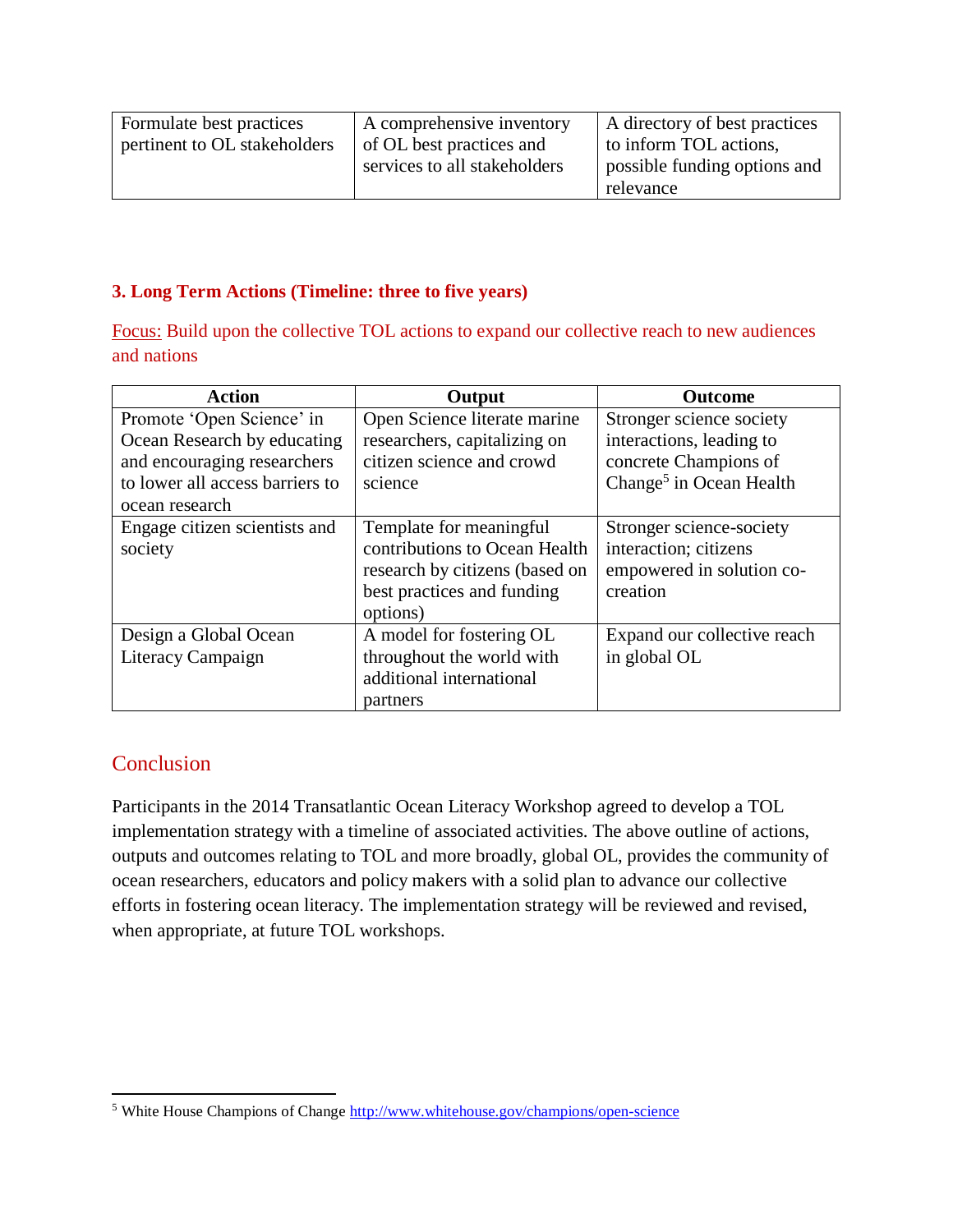| | | |
|---|---|---|
| Formulate best practices pertinent to OL stakeholders | A comprehensive inventory of OL best practices and services to all stakeholders | A directory of best practices to inform TOL actions, possible funding options and relevance |

### 3. Long Term Actions (Timeline: three to five years)

Focus: Build upon the collective TOL actions to expand our collective reach to new audiences and nations

| Action | Output | Outcome |
|---|---|---|
| Promote 'Open Science' in Ocean Research by educating and encouraging researchers to lower all access barriers to ocean research | Open Science literate marine researchers, capitalizing on citizen science and crowd science | Stronger science society interactions, leading to concrete Champions of Change[5] in Ocean Health |
| Engage citizen scientists and society | Template for meaningful contributions to Ocean Health research by citizens (based on best practices and funding options) | Stronger science-society interaction; citizens empowered in solution co-creation |
| Design a Global Ocean Literacy Campaign | A model for fostering OL throughout the world with additional international partners | Expand our collective reach in global OL |

## Conclusion

Participants in the 2014 Transatlantic Ocean Literacy Workshop agreed to develop a TOL implementation strategy with a timeline of associated activities. The above outline of actions, outputs and outcomes relating to TOL and more broadly, global OL, provides the community of ocean researchers, educators and policy makers with a solid plan to advance our collective efforts in fostering ocean literacy. The implementation strategy will be reviewed and revised, when appropriate, at future TOL workshops.

---

[5] White House Champions of Change http://www.whitehouse.gov/champions/open-science